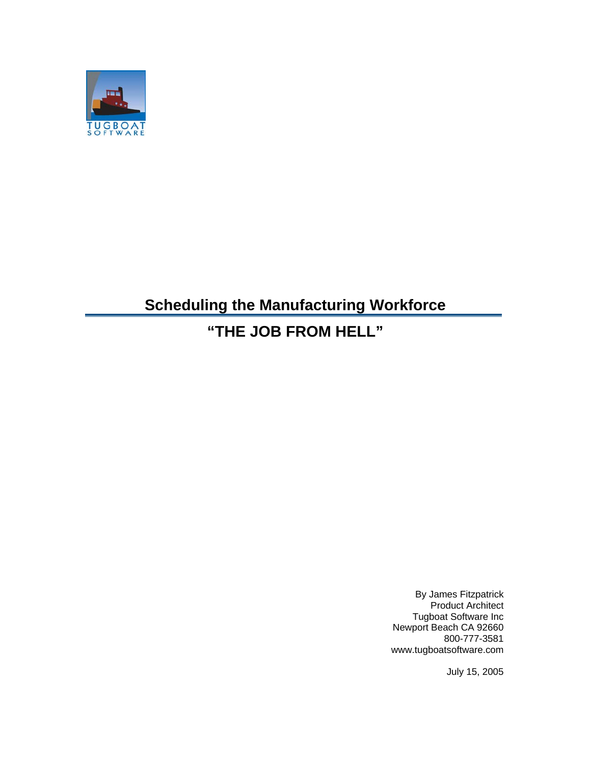TUGBOAT
SOFTWARE

# Scheduling the Manufacturing Workforce

## "THE JOB FROM HELL"

By James Fitzpatrick
Product Architect
Tugboat Software Inc
Newport Beach CA 92660
800-777-3581
www.tugboatsoftware.com

July 15, 2005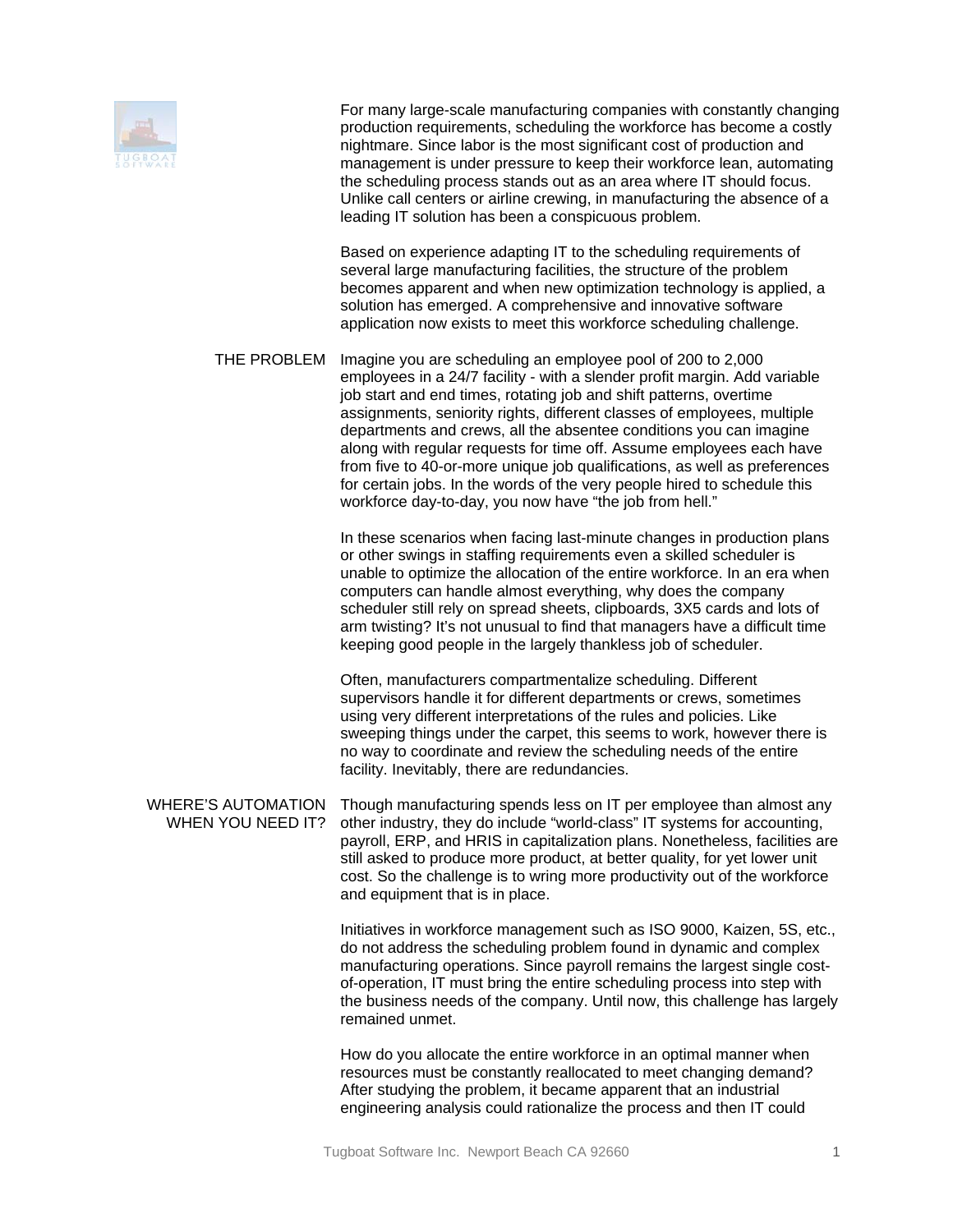For many large-scale manufacturing companies with constantly changing production requirements, scheduling the workforce has become a costly nightmare. Since labor is the most significant cost of production and management is under pressure to keep their workforce lean, automating the scheduling process stands out as an area where IT should focus. Unlike call centers or airline crewing, in manufacturing the absence of a leading IT solution has been a conspicuous problem.

Based on experience adapting IT to the scheduling requirements of several large manufacturing facilities, the structure of the problem becomes apparent and when new optimization technology is applied, a solution has emerged. A comprehensive and innovative software application now exists to meet this workforce scheduling challenge.

## THE PROBLEM

Imagine you are scheduling an employee pool of 200 to 2,000 employees in a 24/7 facility - with a slender profit margin. Add variable job start and end times, rotating job and shift patterns, overtime assignments, seniority rights, different classes of employees, multiple departments and crews, all the absentee conditions you can imagine along with regular requests for time off. Assume employees each have from five to 40-or-more unique job qualifications, as well as preferences for certain jobs. In the words of the very people hired to schedule this workforce day-to-day, you now have "the job from hell."

In these scenarios when facing last-minute changes in production plans or other swings in staffing requirements even a skilled scheduler is unable to optimize the allocation of the entire workforce. In an era when computers can handle almost everything, why does the company scheduler still rely on spread sheets, clipboards, 3X5 cards and lots of arm twisting? It's not unusual to find that managers have a difficult time keeping good people in the largely thankless job of scheduler.

Often, manufacturers compartmentalize scheduling. Different supervisors handle it for different departments or crews, sometimes using very different interpretations of the rules and policies. Like sweeping things under the carpet, this seems to work, however there is no way to coordinate and review the scheduling needs of the entire facility. Inevitably, there are redundancies.

## WHERE'S AUTOMATION WHEN YOU NEED IT?

Though manufacturing spends less on IT per employee than almost any other industry, they do include "world-class" IT systems for accounting, payroll, ERP, and HRIS in capitalization plans. Nonetheless, facilities are still asked to produce more product, at better quality, for yet lower unit cost. So the challenge is to wring more productivity out of the workforce and equipment that is in place.

Initiatives in workforce management such as ISO 9000, Kaizen, 5S, etc., do not address the scheduling problem found in dynamic and complex manufacturing operations. Since payroll remains the largest single cost-of-operation, IT must bring the entire scheduling process into step with the business needs of the company. Until now, this challenge has largely remained unmet.

How do you allocate the entire workforce in an optimal manner when resources must be constantly reallocated to meet changing demand? After studying the problem, it became apparent that an industrial engineering analysis could rationalize the process and then IT could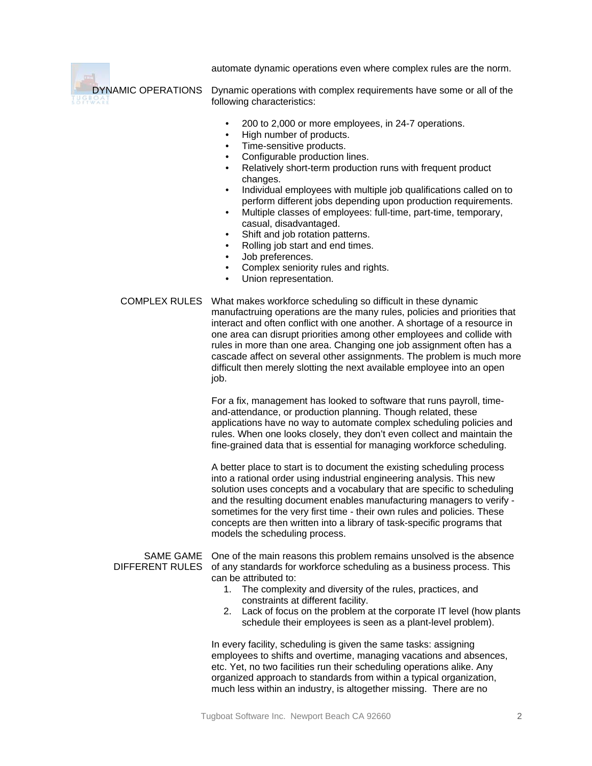automate dynamic operations even where complex rules are the norm.

## DYNAMIC OPERATIONS

Dynamic operations with complex requirements have some or all of the following characteristics:

- 200 to 2,000 or more employees, in 24-7 operations.
- High number of products.
- Time-sensitive products.
- Configurable production lines.
- Relatively short-term production runs with frequent product changes.
- Individual employees with multiple job qualifications called on to perform different jobs depending upon production requirements.
- Multiple classes of employees: full-time, part-time, temporary, casual, disadvantaged.
- Shift and job rotation patterns.
- Rolling job start and end times.
- Job preferences.
- Complex seniority rules and rights.
- Union representation.

## COMPLEX RULES

What makes workforce scheduling so difficult in these dynamic manufactruing operations are the many rules, policies and priorities that interact and often conflict with one another. A shortage of a resource in one area can disrupt priorities among other employees and collide with rules in more than one area. Changing one job assignment often has a cascade affect on several other assignments. The problem is much more difficult then merely slotting the next available employee into an open job.

For a fix, management has looked to software that runs payroll, time-and-attendance, or production planning. Though related, these applications have no way to automate complex scheduling policies and rules. When one looks closely, they don't even collect and maintain the fine-grained data that is essential for managing workforce scheduling.

A better place to start is to document the existing scheduling process into a rational order using industrial engineering analysis. This new solution uses concepts and a vocabulary that are specific to scheduling and the resulting document enables manufacturing managers to verify - sometimes for the very first time - their own rules and policies. These concepts are then written into a library of task-specific programs that models the scheduling process.

## SAME GAME DIFFERENT RULES

One of the main reasons this problem remains unsolved is the absence of any standards for workforce scheduling as a business process. This can be attributed to:

1. The complexity and diversity of the rules, practices, and constraints at different facility.
2. Lack of focus on the problem at the corporate IT level (how plants schedule their employees is seen as a plant-level problem).

In every facility, scheduling is given the same tasks: assigning employees to shifts and overtime, managing vacations and absences, etc. Yet, no two facilities run their scheduling operations alike. Any organized approach to standards from within a typical organization, much less within an industry, is altogether missing. There are no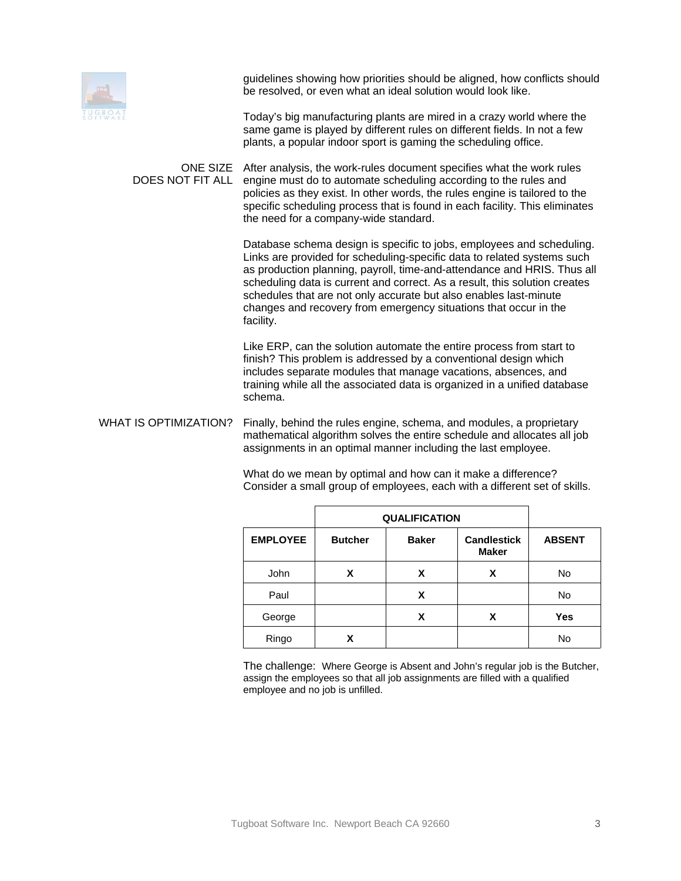guidelines showing how priorities should be aligned, how conflicts should be resolved, or even what an ideal solution would look like.

Today's big manufacturing plants are mired in a crazy world where the same game is played by different rules on different fields. In not a few plants, a popular indoor sport is gaming the scheduling office.

## ONE SIZE DOES NOT FIT ALL

After analysis, the work-rules document specifies what the work rules engine must do to automate scheduling according to the rules and policies as they exist. In other words, the rules engine is tailored to the specific scheduling process that is found in each facility. This eliminates the need for a company-wide standard.

Database schema design is specific to jobs, employees and scheduling. Links are provided for scheduling-specific data to related systems such as production planning, payroll, time-and-attendance and HRIS. Thus all scheduling data is current and correct. As a result, this solution creates schedules that are not only accurate but also enables last-minute changes and recovery from emergency situations that occur in the facility.

Like ERP, can the solution automate the entire process from start to finish? This problem is addressed by a conventional design which includes separate modules that manage vacations, absences, and training while all the associated data is organized in a unified database schema.

## WHAT IS OPTIMIZATION?

Finally, behind the rules engine, schema, and modules, a proprietary mathematical algorithm solves the entire schedule and allocates all job assignments in an optimal manner including the last employee.

What do we mean by optimal and how can it make a difference? Consider a small group of employees, each with a different set of skills.

| | QUALIFICATION | | | |
|---|---|---|---|---|
| **EMPLOYEE** | **Butcher** | **Baker** | **Candlestick Maker** | **ABSENT** |
| John | **X** | **X** | **X** | No |
| Paul | | **X** | | No |
| George | | **X** | **X** | **Yes** |
| Ringo | **X** | | | No |

The challenge: Where George is Absent and John's regular job is the Butcher, assign the employees so that all job assignments are filled with a qualified employee and no job is unfilled.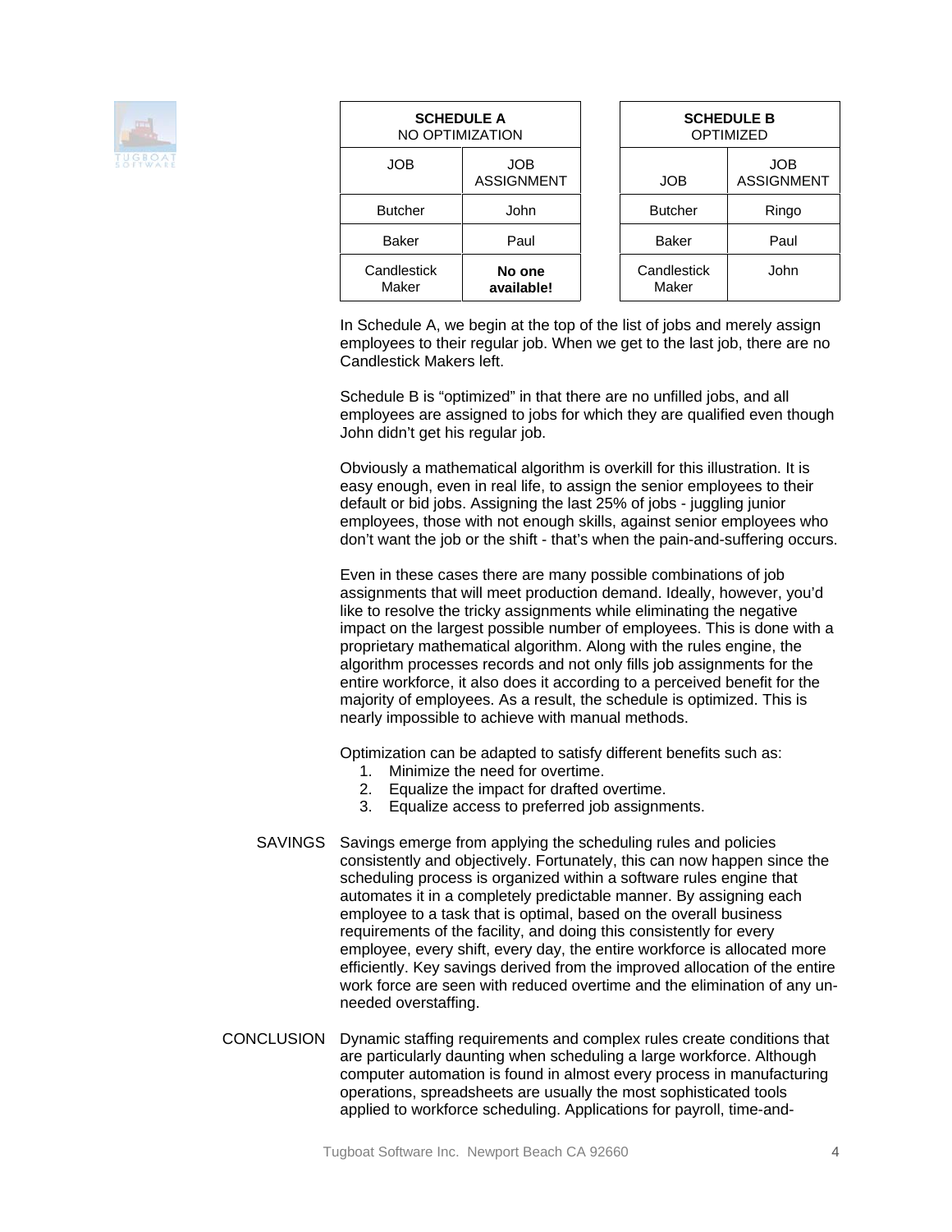| SCHEDULE A NO OPTIMIZATION | |
|---|---|
| JOB | JOB ASSIGNMENT |
| Butcher | John |
| Baker | Paul |
| Candlestick Maker | **No one available!** |

| SCHEDULE B OPTIMIZED | |
|---|---|
| JOB | JOB ASSIGNMENT |
| Butcher | Ringo |
| Baker | Paul |
| Candlestick Maker | John |

In Schedule A, we begin at the top of the list of jobs and merely assign employees to their regular job. When we get to the last job, there are no Candlestick Makers left.

Schedule B is "optimized" in that there are no unfilled jobs, and all employees are assigned to jobs for which they are qualified even though John didn't get his regular job.

Obviously a mathematical algorithm is overkill for this illustration. It is easy enough, even in real life, to assign the senior employees to their default or bid jobs. Assigning the last 25% of jobs - juggling junior employees, those with not enough skills, against senior employees who don't want the job or the shift - that's when the pain-and-suffering occurs.

Even in these cases there are many possible combinations of job assignments that will meet production demand. Ideally, however, you'd like to resolve the tricky assignments while eliminating the negative impact on the largest possible number of employees. This is done with a proprietary mathematical algorithm. Along with the rules engine, the algorithm processes records and not only fills job assignments for the entire workforce, it also does it according to a perceived benefit for the majority of employees. As a result, the schedule is optimized. This is nearly impossible to achieve with manual methods.

Optimization can be adapted to satisfy different benefits such as:

1. Minimize the need for overtime.
2. Equalize the impact for drafted overtime.
3. Equalize access to preferred job assignments.

## SAVINGS

Savings emerge from applying the scheduling rules and policies consistently and objectively. Fortunately, this can now happen since the scheduling process is organized within a software rules engine that automates it in a completely predictable manner. By assigning each employee to a task that is optimal, based on the overall business requirements of the facility, and doing this consistently for every employee, every shift, every day, the entire workforce is allocated more efficiently. Key savings derived from the improved allocation of the entire work force are seen with reduced overtime and the elimination of any un-needed overstaffing.

## CONCLUSION

Dynamic staffing requirements and complex rules create conditions that are particularly daunting when scheduling a large workforce. Although computer automation is found in almost every process in manufacturing operations, spreadsheets are usually the most sophisticated tools applied to workforce scheduling. Applications for payroll, time-and-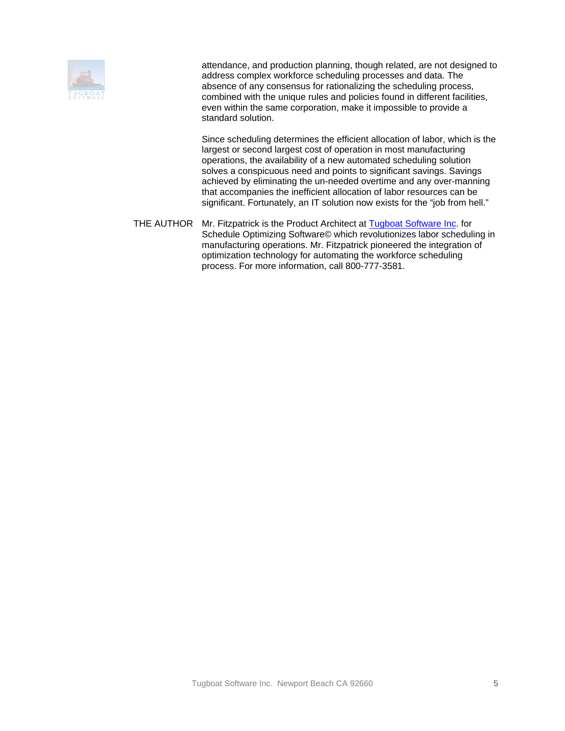attendance, and production planning, though related, are not designed to address complex workforce scheduling processes and data. The absence of any consensus for rationalizing the scheduling process, combined with the unique rules and policies found in different facilities, even within the same corporation, make it impossible to provide a standard solution.

Since scheduling determines the efficient allocation of labor, which is the largest or second largest cost of operation in most manufacturing operations, the availability of a new automated scheduling solution solves a conspicuous need and points to significant savings. Savings achieved by eliminating the un-needed overtime and any over-manning that accompanies the inefficient allocation of labor resources can be significant. Fortunately, an IT solution now exists for the "job from hell."

THE AUTHOR

Mr. Fitzpatrick is the Product Architect at Tugboat Software Inc. for Schedule Optimizing Software© which revolutionizes labor scheduling in manufacturing operations. Mr. Fitzpatrick pioneered the integration of optimization technology for automating the workforce scheduling process. For more information, call 800-777-3581.